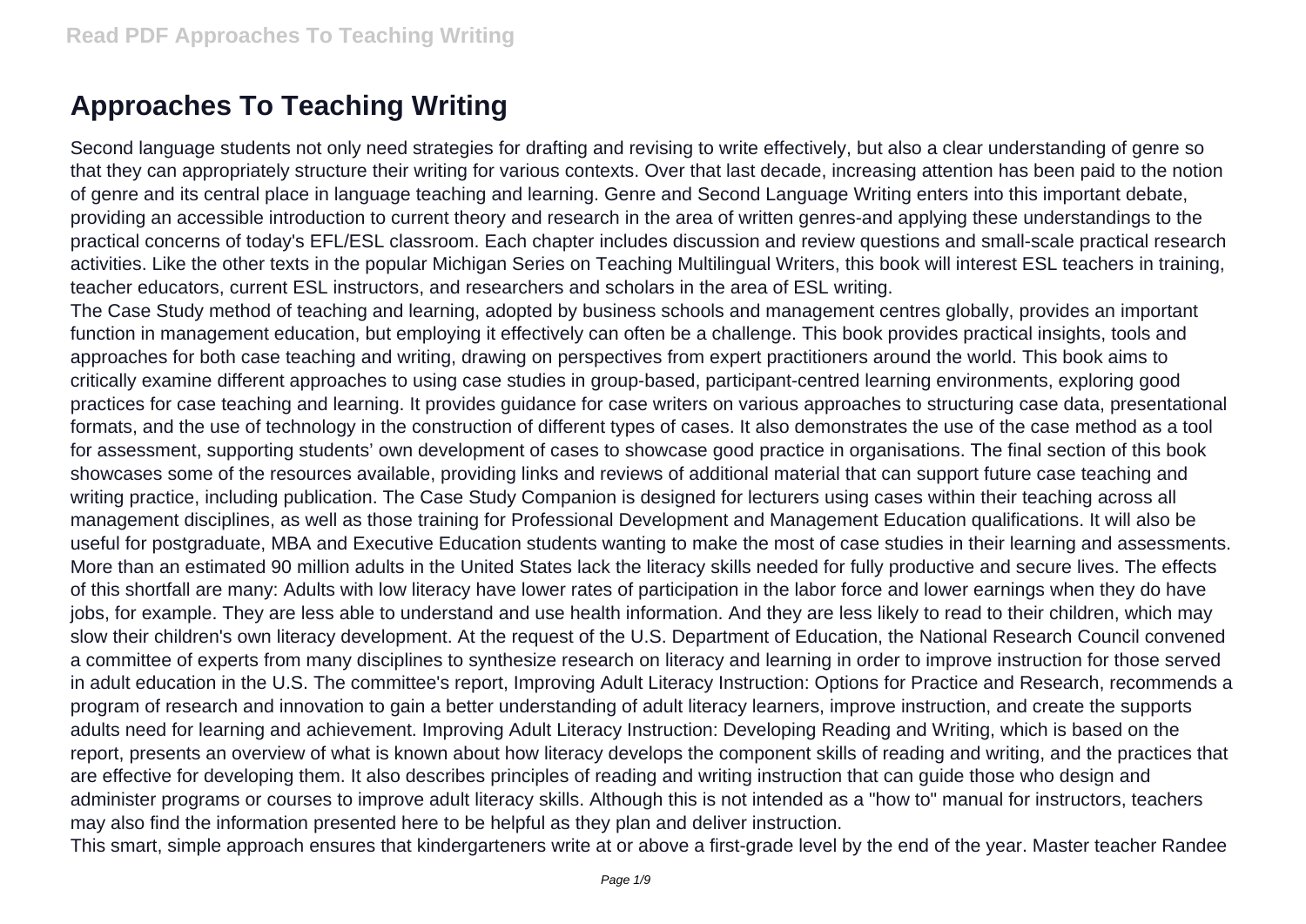# Approaches To Teaching Writing

Second language students not only need strategies for drafting and revising to write effectively, but also a clear understanding of genre so that they can appropriately structure their writing for various contexts. Over that last decade, increasing attention has been paid to the notion of genre and its central place in language teaching and learning. Genre and Second Language Writing enters into this important debate, providing an accessible introduction to current theory and research in the area of written genres-and applying these understandings to the practical concerns of today's EFL/ESL classroom. Each chapter includes discussion and review questions and small-scale practical research activities. Like the other texts in the popular Michigan Series on Teaching Multilingual Writers, this book will interest ESL teachers in training, teacher educators, current ESL instructors, and researchers and scholars in the area of ESL writing.

The Case Study method of teaching and learning, adopted by business schools and management centres globally, provides an important function in management education, but employing it effectively can often be a challenge. This book provides practical insights, tools and approaches for both case teaching and writing, drawing on perspectives from expert practitioners around the world. This book aims to critically examine different approaches to using case studies in group-based, participant-centred learning environments, exploring good practices for case teaching and learning. It provides guidance for case writers on various approaches to structuring case data, presentational formats, and the use of technology in the construction of different types of cases. It also demonstrates the use of the case method as a tool for assessment, supporting students' own development of cases to showcase good practice in organisations. The final section of this book showcases some of the resources available, providing links and reviews of additional material that can support future case teaching and writing practice, including publication. The Case Study Companion is designed for lecturers using cases within their teaching across all management disciplines, as well as those training for Professional Development and Management Education qualifications. It will also be useful for postgraduate, MBA and Executive Education students wanting to make the most of case studies in their learning and assessments.

More than an estimated 90 million adults in the United States lack the literacy skills needed for fully productive and secure lives. The effects of this shortfall are many: Adults with low literacy have lower rates of participation in the labor force and lower earnings when they do have jobs, for example. They are less able to understand and use health information. And they are less likely to read to their children, which may slow their children's own literacy development. At the request of the U.S. Department of Education, the National Research Council convened a committee of experts from many disciplines to synthesize research on literacy and learning in order to improve instruction for those served in adult education in the U.S. The committee's report, Improving Adult Literacy Instruction: Options for Practice and Research, recommends a program of research and innovation to gain a better understanding of adult literacy learners, improve instruction, and create the supports adults need for learning and achievement. Improving Adult Literacy Instruction: Developing Reading and Writing, which is based on the report, presents an overview of what is known about how literacy develops the component skills of reading and writing, and the practices that are effective for developing them. It also describes principles of reading and writing instruction that can guide those who design and administer programs or courses to improve adult literacy skills. Although this is not intended as a "how to" manual for instructors, teachers may also find the information presented here to be helpful as they plan and deliver instruction.

This smart, simple approach ensures that kindergarteners write at or above a first-grade level by the end of the year. Master teacher Randee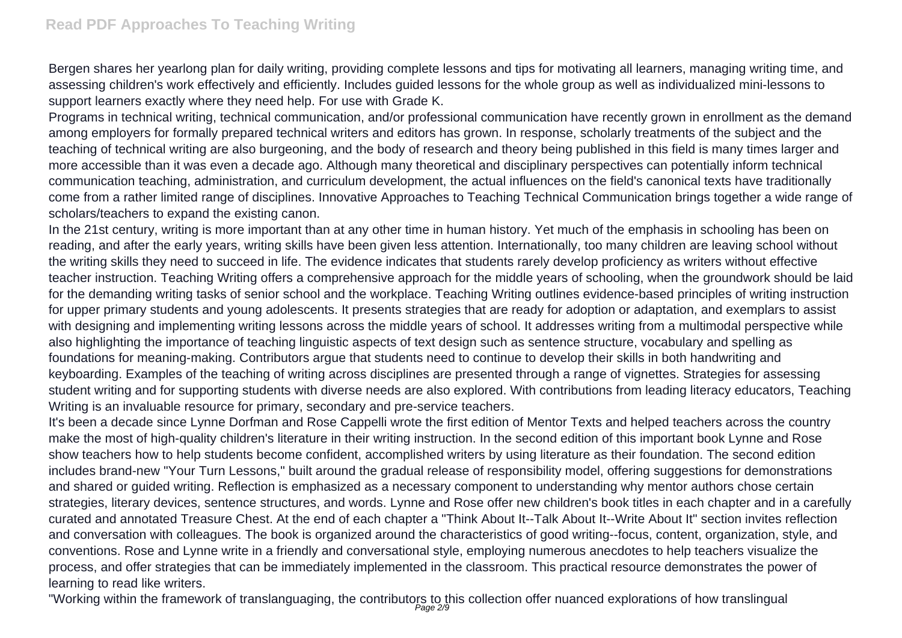Bergen shares her yearlong plan for daily writing, providing complete lessons and tips for motivating all learners, managing writing time, and assessing children's work effectively and efficiently. Includes guided lessons for the whole group as well as individualized mini-lessons to support learners exactly where they need help. For use with Grade K.

Programs in technical writing, technical communication, and/or professional communication have recently grown in enrollment as the demand among employers for formally prepared technical writers and editors has grown. In response, scholarly treatments of the subject and the teaching of technical writing are also burgeoning, and the body of research and theory being published in this field is many times larger and more accessible than it was even a decade ago. Although many theoretical and disciplinary perspectives can potentially inform technical communication teaching, administration, and curriculum development, the actual influences on the field's canonical texts have traditionally come from a rather limited range of disciplines. Innovative Approaches to Teaching Technical Communication brings together a wide range of scholars/teachers to expand the existing canon.

In the 21st century, writing is more important than at any other time in human history. Yet much of the emphasis in schooling has been on reading, and after the early years, writing skills have been given less attention. Internationally, too many children are leaving school without the writing skills they need to succeed in life. The evidence indicates that students rarely develop proficiency as writers without effective teacher instruction. Teaching Writing offers a comprehensive approach for the middle years of schooling, when the groundwork should be laid for the demanding writing tasks of senior school and the workplace. Teaching Writing outlines evidence-based principles of writing instruction for upper primary students and young adolescents. It presents strategies that are ready for adoption or adaptation, and exemplars to assist with designing and implementing writing lessons across the middle years of school. It addresses writing from a multimodal perspective while also highlighting the importance of teaching linguistic aspects of text design such as sentence structure, vocabulary and spelling as foundations for meaning-making. Contributors argue that students need to continue to develop their skills in both handwriting and keyboarding. Examples of the teaching of writing across disciplines are presented through a range of vignettes. Strategies for assessing student writing and for supporting students with diverse needs are also explored. With contributions from leading literacy educators, Teaching Writing is an invaluable resource for primary, secondary and pre-service teachers.

It's been a decade since Lynne Dorfman and Rose Cappelli wrote the first edition of Mentor Texts and helped teachers across the country make the most of high-quality children's literature in their writing instruction. In the second edition of this important book Lynne and Rose show teachers how to help students become confident, accomplished writers by using literature as their foundation. The second edition includes brand-new "Your Turn Lessons," built around the gradual release of responsibility model, offering suggestions for demonstrations and shared or guided writing. Reflection is emphasized as a necessary component to understanding why mentor authors chose certain strategies, literary devices, sentence structures, and words. Lynne and Rose offer new children's book titles in each chapter and in a carefully curated and annotated Treasure Chest. At the end of each chapter a "Think About It--Talk About It--Write About It" section invites reflection and conversation with colleagues. The book is organized around the characteristics of good writing--focus, content, organization, style, and conventions. Rose and Lynne write in a friendly and conversational style, employing numerous anecdotes to help teachers visualize the process, and offer strategies that can be immediately implemented in the classroom. This practical resource demonstrates the power of learning to read like writers.

"Working within the framework of translanguaging, the contributors to this collection offer nuanced explorations of how translingual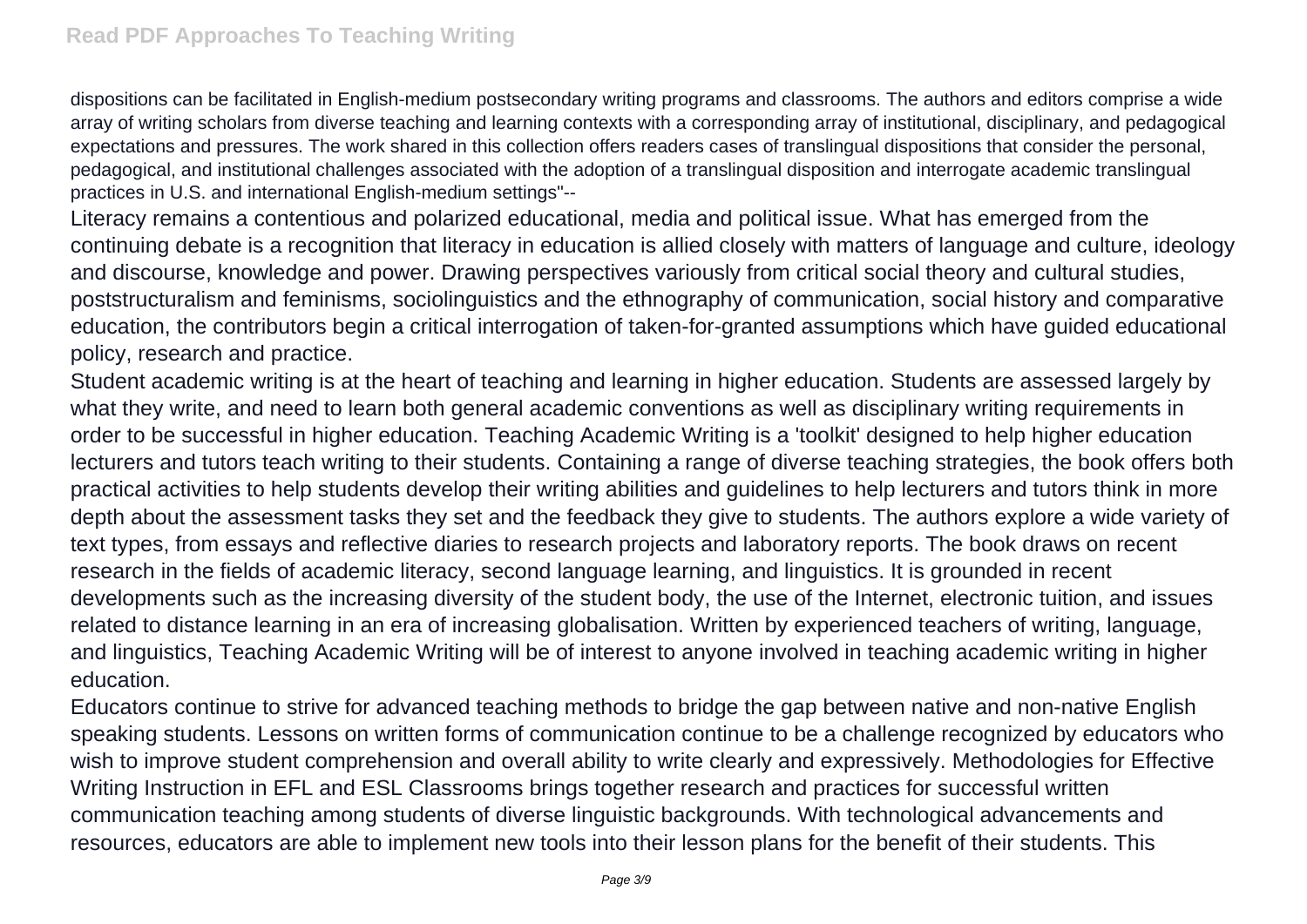dispositions can be facilitated in English-medium postsecondary writing programs and classrooms. The authors and editors comprise a wide array of writing scholars from diverse teaching and learning contexts with a corresponding array of institutional, disciplinary, and pedagogical expectations and pressures. The work shared in this collection offers readers cases of translingual dispositions that consider the personal, pedagogical, and institutional challenges associated with the adoption of a translingual disposition and interrogate academic translingual practices in U.S. and international English-medium settings"--

Literacy remains a contentious and polarized educational, media and political issue. What has emerged from the continuing debate is a recognition that literacy in education is allied closely with matters of language and culture, ideology and discourse, knowledge and power. Drawing perspectives variously from critical social theory and cultural studies, poststructuralism and feminisms, sociolinguistics and the ethnography of communication, social history and comparative education, the contributors begin a critical interrogation of taken-for-granted assumptions which have guided educational policy, research and practice.

Student academic writing is at the heart of teaching and learning in higher education. Students are assessed largely by what they write, and need to learn both general academic conventions as well as disciplinary writing requirements in order to be successful in higher education. Teaching Academic Writing is a 'toolkit' designed to help higher education lecturers and tutors teach writing to their students. Containing a range of diverse teaching strategies, the book offers both practical activities to help students develop their writing abilities and guidelines to help lecturers and tutors think in more depth about the assessment tasks they set and the feedback they give to students. The authors explore a wide variety of text types, from essays and reflective diaries to research projects and laboratory reports. The book draws on recent research in the fields of academic literacy, second language learning, and linguistics. It is grounded in recent developments such as the increasing diversity of the student body, the use of the Internet, electronic tuition, and issues related to distance learning in an era of increasing globalisation. Written by experienced teachers of writing, language, and linguistics, Teaching Academic Writing will be of interest to anyone involved in teaching academic writing in higher education.

Educators continue to strive for advanced teaching methods to bridge the gap between native and non-native English speaking students. Lessons on written forms of communication continue to be a challenge recognized by educators who wish to improve student comprehension and overall ability to write clearly and expressively. Methodologies for Effective Writing Instruction in EFL and ESL Classrooms brings together research and practices for successful written communication teaching among students of diverse linguistic backgrounds. With technological advancements and resources, educators are able to implement new tools into their lesson plans for the benefit of their students. This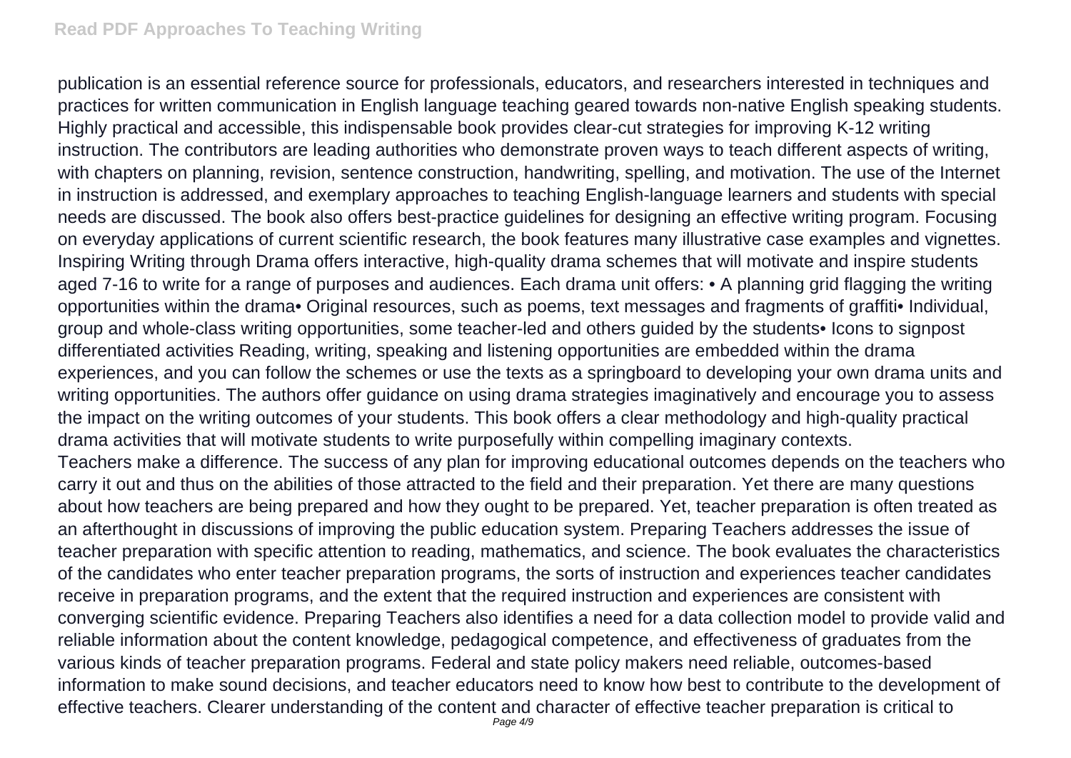publication is an essential reference source for professionals, educators, and researchers interested in techniques and practices for written communication in English language teaching geared towards non-native English speaking students.

Highly practical and accessible, this indispensable book provides clear-cut strategies for improving K-12 writing instruction. The contributors are leading authorities who demonstrate proven ways to teach different aspects of writing, with chapters on planning, revision, sentence construction, handwriting, spelling, and motivation. The use of the Internet in instruction is addressed, and exemplary approaches to teaching English-language learners and students with special needs are discussed. The book also offers best-practice guidelines for designing an effective writing program. Focusing on everyday applications of current scientific research, the book features many illustrative case examples and vignettes.

Inspiring Writing through Drama offers interactive, high-quality drama schemes that will motivate and inspire students aged 7-16 to write for a range of purposes and audiences. Each drama unit offers: • A planning grid flagging the writing opportunities within the drama• Original resources, such as poems, text messages and fragments of graffiti• Individual, group and whole-class writing opportunities, some teacher-led and others guided by the students• Icons to signpost differentiated activities Reading, writing, speaking and listening opportunities are embedded within the drama experiences, and you can follow the schemes or use the texts as a springboard to developing your own drama units and writing opportunities. The authors offer guidance on using drama strategies imaginatively and encourage you to assess the impact on the writing outcomes of your students. This book offers a clear methodology and high-quality practical drama activities that will motivate students to write purposefully within compelling imaginary contexts.

Teachers make a difference. The success of any plan for improving educational outcomes depends on the teachers who carry it out and thus on the abilities of those attracted to the field and their preparation. Yet there are many questions about how teachers are being prepared and how they ought to be prepared. Yet, teacher preparation is often treated as an afterthought in discussions of improving the public education system. Preparing Teachers addresses the issue of teacher preparation with specific attention to reading, mathematics, and science. The book evaluates the characteristics of the candidates who enter teacher preparation programs, the sorts of instruction and experiences teacher candidates receive in preparation programs, and the extent that the required instruction and experiences are consistent with converging scientific evidence. Preparing Teachers also identifies a need for a data collection model to provide valid and reliable information about the content knowledge, pedagogical competence, and effectiveness of graduates from the various kinds of teacher preparation programs. Federal and state policy makers need reliable, outcomes-based information to make sound decisions, and teacher educators need to know how best to contribute to the development of effective teachers. Clearer understanding of the content and character of effective teacher preparation is critical to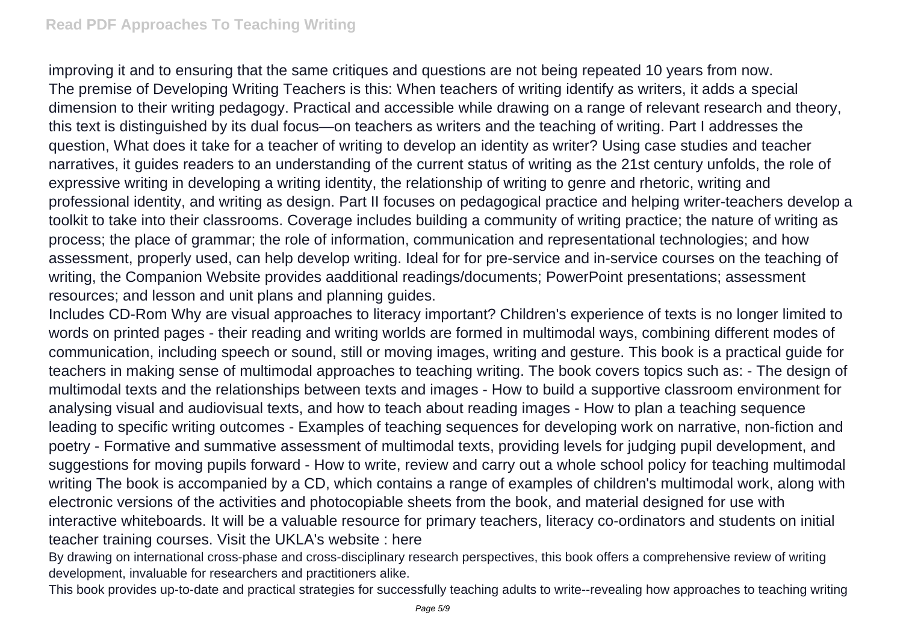improving it and to ensuring that the same critiques and questions are not being repeated 10 years from now.
The premise of Developing Writing Teachers is this: When teachers of writing identify as writers, it adds a special dimension to their writing pedagogy. Practical and accessible while drawing on a range of relevant research and theory, this text is distinguished by its dual focus—on teachers as writers and the teaching of writing. Part I addresses the question, What does it take for a teacher of writing to develop an identity as writer? Using case studies and teacher narratives, it guides readers to an understanding of the current status of writing as the 21st century unfolds, the role of expressive writing in developing a writing identity, the relationship of writing to genre and rhetoric, writing and professional identity, and writing as design. Part II focuses on pedagogical practice and helping writer-teachers develop a toolkit to take into their classrooms. Coverage includes building a community of writing practice; the nature of writing as process; the place of grammar; the role of information, communication and representational technologies; and how assessment, properly used, can help develop writing. Ideal for for pre-service and in-service courses on the teaching of writing, the Companion Website provides aadditional readings/documents; PowerPoint presentations; assessment resources; and lesson and unit plans and planning guides.

Includes CD-Rom Why are visual approaches to literacy important? Children's experience of texts is no longer limited to words on printed pages - their reading and writing worlds are formed in multimodal ways, combining different modes of communication, including speech or sound, still or moving images, writing and gesture. This book is a practical guide for teachers in making sense of multimodal approaches to teaching writing. The book covers topics such as: - The design of multimodal texts and the relationships between texts and images - How to build a supportive classroom environment for analysing visual and audiovisual texts, and how to teach about reading images - How to plan a teaching sequence leading to specific writing outcomes - Examples of teaching sequences for developing work on narrative, non-fiction and poetry - Formative and summative assessment of multimodal texts, providing levels for judging pupil development, and suggestions for moving pupils forward - How to write, review and carry out a whole school policy for teaching multimodal writing The book is accompanied by a CD, which contains a range of examples of children's multimodal work, along with electronic versions of the activities and photocopiable sheets from the book, and material designed for use with interactive whiteboards. It will be a valuable resource for primary teachers, literacy co-ordinators and students on initial teacher training courses. Visit the UKLA's website : here

By drawing on international cross-phase and cross-disciplinary research perspectives, this book offers a comprehensive review of writing development, invaluable for researchers and practitioners alike.

This book provides up-to-date and practical strategies for successfully teaching adults to write--revealing how approaches to teaching writing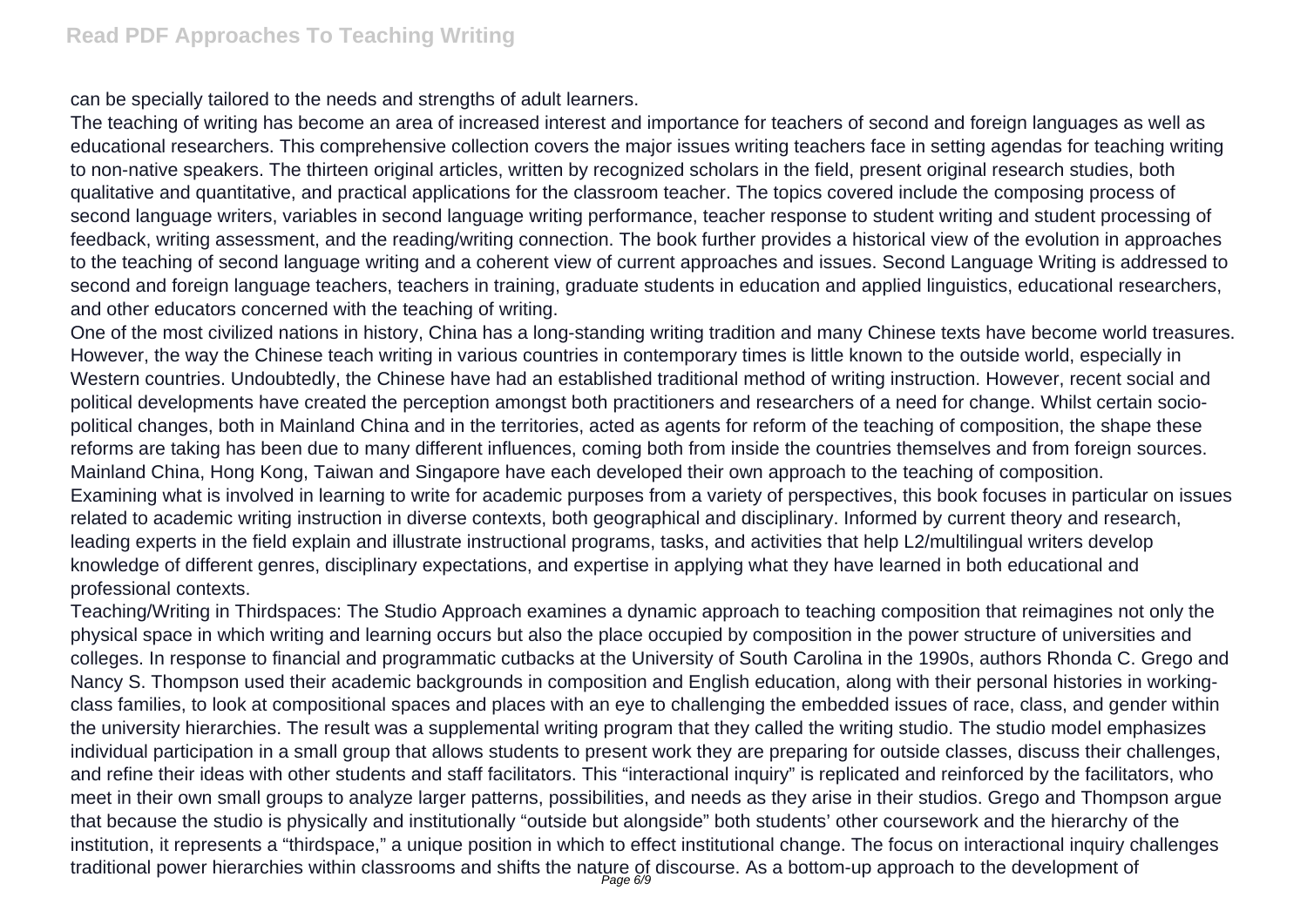can be specially tailored to the needs and strengths of adult learners.

The teaching of writing has become an area of increased interest and importance for teachers of second and foreign languages as well as educational researchers. This comprehensive collection covers the major issues writing teachers face in setting agendas for teaching writing to non-native speakers. The thirteen original articles, written by recognized scholars in the field, present original research studies, both qualitative and quantitative, and practical applications for the classroom teacher. The topics covered include the composing process of second language writers, variables in second language writing performance, teacher response to student writing and student processing of feedback, writing assessment, and the reading/writing connection. The book further provides a historical view of the evolution in approaches to the teaching of second language writing and a coherent view of current approaches and issues. Second Language Writing is addressed to second and foreign language teachers, teachers in training, graduate students in education and applied linguistics, educational researchers, and other educators concerned with the teaching of writing.

One of the most civilized nations in history, China has a long-standing writing tradition and many Chinese texts have become world treasures. However, the way the Chinese teach writing in various countries in contemporary times is little known to the outside world, especially in Western countries. Undoubtedly, the Chinese have had an established traditional method of writing instruction. However, recent social and political developments have created the perception amongst both practitioners and researchers of a need for change. Whilst certain socio-political changes, both in Mainland China and in the territories, acted as agents for reform of the teaching of composition, the shape these reforms are taking has been due to many different influences, coming both from inside the countries themselves and from foreign sources. Mainland China, Hong Kong, Taiwan and Singapore have each developed their own approach to the teaching of composition.

Examining what is involved in learning to write for academic purposes from a variety of perspectives, this book focuses in particular on issues related to academic writing instruction in diverse contexts, both geographical and disciplinary. Informed by current theory and research, leading experts in the field explain and illustrate instructional programs, tasks, and activities that help L2/multilingual writers develop knowledge of different genres, disciplinary expectations, and expertise in applying what they have learned in both educational and professional contexts.

Teaching/Writing in Thirdspaces: The Studio Approach examines a dynamic approach to teaching composition that reimagines not only the physical space in which writing and learning occurs but also the place occupied by composition in the power structure of universities and colleges. In response to financial and programmatic cutbacks at the University of South Carolina in the 1990s, authors Rhonda C. Grego and Nancy S. Thompson used their academic backgrounds in composition and English education, along with their personal histories in working-class families, to look at compositional spaces and places with an eye to challenging the embedded issues of race, class, and gender within the university hierarchies. The result was a supplemental writing program that they called the writing studio. The studio model emphasizes individual participation in a small group that allows students to present work they are preparing for outside classes, discuss their challenges, and refine their ideas with other students and staff facilitators. This "interactional inquiry" is replicated and reinforced by the facilitators, who meet in their own small groups to analyze larger patterns, possibilities, and needs as they arise in their studios. Grego and Thompson argue that because the studio is physically and institutionally "outside but alongside" both students' other coursework and the hierarchy of the institution, it represents a "thirdspace," a unique position in which to effect institutional change. The focus on interactional inquiry challenges traditional power hierarchies within classrooms and shifts the nature of discourse. As a bottom-up approach to the development of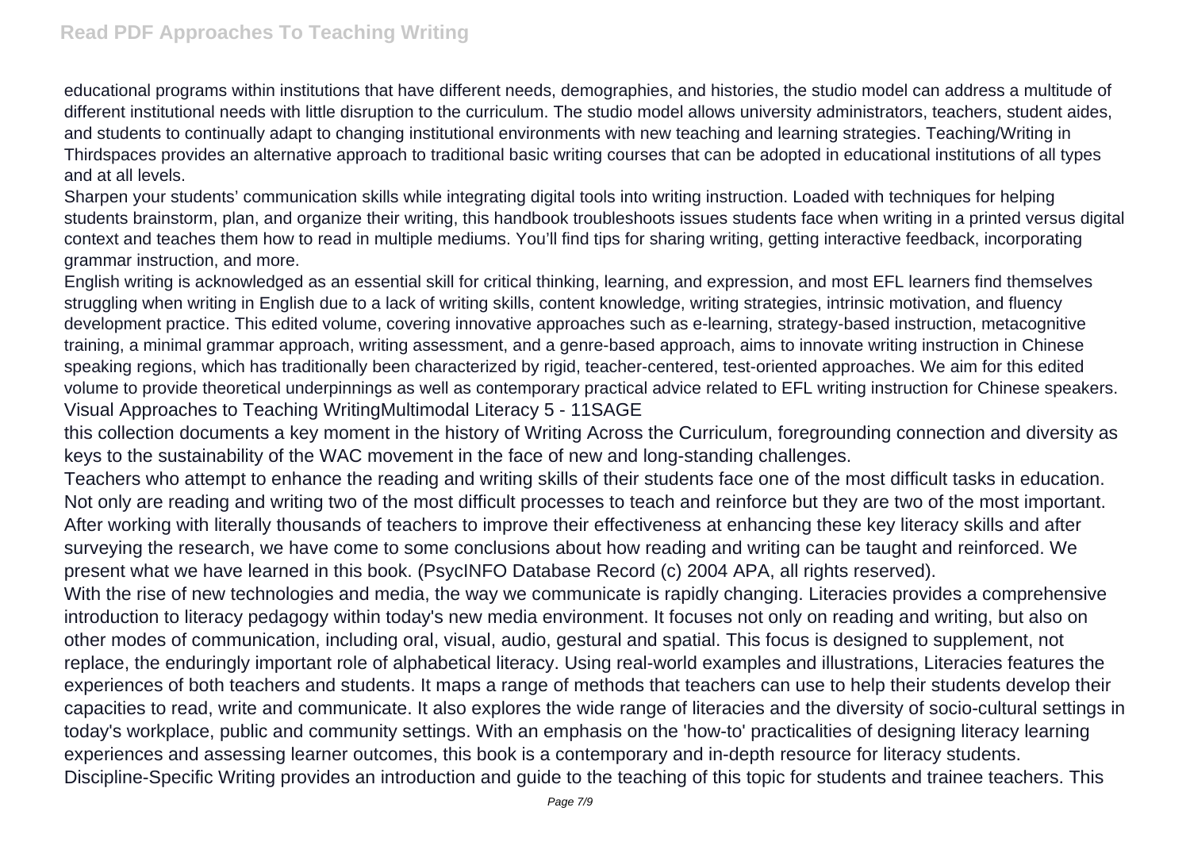educational programs within institutions that have different needs, demographies, and histories, the studio model can address a multitude of different institutional needs with little disruption to the curriculum. The studio model allows university administrators, teachers, student aides, and students to continually adapt to changing institutional environments with new teaching and learning strategies. Teaching/Writing in Thirdspaces provides an alternative approach to traditional basic writing courses that can be adopted in educational institutions of all types and at all levels.

Sharpen your students' communication skills while integrating digital tools into writing instruction. Loaded with techniques for helping students brainstorm, plan, and organize their writing, this handbook troubleshoots issues students face when writing in a printed versus digital context and teaches them how to read in multiple mediums. You'll find tips for sharing writing, getting interactive feedback, incorporating grammar instruction, and more.

English writing is acknowledged as an essential skill for critical thinking, learning, and expression, and most EFL learners find themselves struggling when writing in English due to a lack of writing skills, content knowledge, writing strategies, intrinsic motivation, and fluency development practice. This edited volume, covering innovative approaches such as e-learning, strategy-based instruction, metacognitive training, a minimal grammar approach, writing assessment, and a genre-based approach, aims to innovate writing instruction in Chinese speaking regions, which has traditionally been characterized by rigid, teacher-centered, test-oriented approaches. We aim for this edited volume to provide theoretical underpinnings as well as contemporary practical advice related to EFL writing instruction for Chinese speakers.

Visual Approaches to Teaching WritingMultimodal Literacy 5 - 11SAGE

this collection documents a key moment in the history of Writing Across the Curriculum, foregrounding connection and diversity as keys to the sustainability of the WAC movement in the face of new and long-standing challenges.

Teachers who attempt to enhance the reading and writing skills of their students face one of the most difficult tasks in education. Not only are reading and writing two of the most difficult processes to teach and reinforce but they are two of the most important. After working with literally thousands of teachers to improve their effectiveness at enhancing these key literacy skills and after surveying the research, we have come to some conclusions about how reading and writing can be taught and reinforced. We present what we have learned in this book. (PsycINFO Database Record (c) 2004 APA, all rights reserved).

With the rise of new technologies and media, the way we communicate is rapidly changing. Literacies provides a comprehensive introduction to literacy pedagogy within today's new media environment. It focuses not only on reading and writing, but also on other modes of communication, including oral, visual, audio, gestural and spatial. This focus is designed to supplement, not replace, the enduringly important role of alphabetical literacy. Using real-world examples and illustrations, Literacies features the experiences of both teachers and students. It maps a range of methods that teachers can use to help their students develop their capacities to read, write and communicate. It also explores the wide range of literacies and the diversity of socio-cultural settings in today's workplace, public and community settings. With an emphasis on the 'how-to' practicalities of designing literacy learning experiences and assessing learner outcomes, this book is a contemporary and in-depth resource for literacy students.

Discipline-Specific Writing provides an introduction and guide to the teaching of this topic for students and trainee teachers. This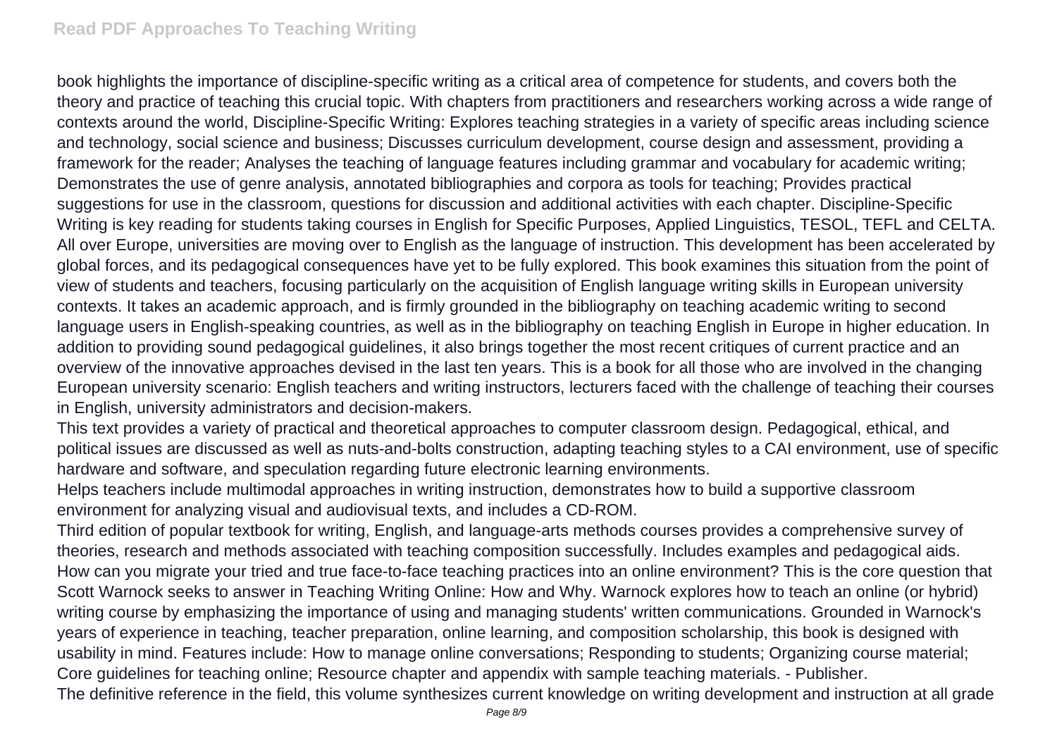book highlights the importance of discipline-specific writing as a critical area of competence for students, and covers both the theory and practice of teaching this crucial topic. With chapters from practitioners and researchers working across a wide range of contexts around the world, Discipline-Specific Writing: Explores teaching strategies in a variety of specific areas including science and technology, social science and business; Discusses curriculum development, course design and assessment, providing a framework for the reader; Analyses the teaching of language features including grammar and vocabulary for academic writing; Demonstrates the use of genre analysis, annotated bibliographies and corpora as tools for teaching; Provides practical suggestions for use in the classroom, questions for discussion and additional activities with each chapter. Discipline-Specific Writing is key reading for students taking courses in English for Specific Purposes, Applied Linguistics, TESOL, TEFL and CELTA. All over Europe, universities are moving over to English as the language of instruction. This development has been accelerated by global forces, and its pedagogical consequences have yet to be fully explored. This book examines this situation from the point of view of students and teachers, focusing particularly on the acquisition of English language writing skills in European university contexts. It takes an academic approach, and is firmly grounded in the bibliography on teaching academic writing to second language users in English-speaking countries, as well as in the bibliography on teaching English in Europe in higher education. In addition to providing sound pedagogical guidelines, it also brings together the most recent critiques of current practice and an overview of the innovative approaches devised in the last ten years. This is a book for all those who are involved in the changing European university scenario: English teachers and writing instructors, lecturers faced with the challenge of teaching their courses in English, university administrators and decision-makers.

This text provides a variety of practical and theoretical approaches to computer classroom design. Pedagogical, ethical, and political issues are discussed as well as nuts-and-bolts construction, adapting teaching styles to a CAI environment, use of specific hardware and software, and speculation regarding future electronic learning environments.

Helps teachers include multimodal approaches in writing instruction, demonstrates how to build a supportive classroom environment for analyzing visual and audiovisual texts, and includes a CD-ROM.

Third edition of popular textbook for writing, English, and language-arts methods courses provides a comprehensive survey of theories, research and methods associated with teaching composition successfully. Includes examples and pedagogical aids.

How can you migrate your tried and true face-to-face teaching practices into an online environment? This is the core question that Scott Warnock seeks to answer in Teaching Writing Online: How and Why. Warnock explores how to teach an online (or hybrid) writing course by emphasizing the importance of using and managing students' written communications. Grounded in Warnock's years of experience in teaching, teacher preparation, online learning, and composition scholarship, this book is designed with usability in mind. Features include: How to manage online conversations; Responding to students; Organizing course material; Core guidelines for teaching online; Resource chapter and appendix with sample teaching materials. - Publisher.

The definitive reference in the field, this volume synthesizes current knowledge on writing development and instruction at all grade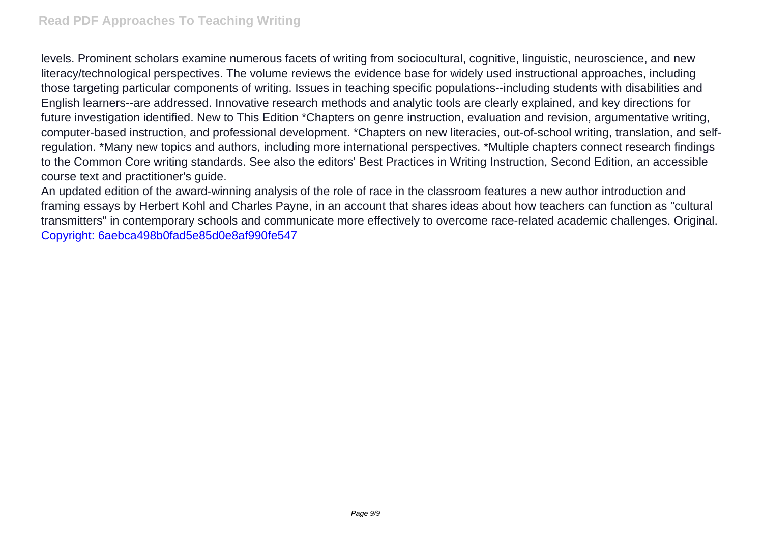levels. Prominent scholars examine numerous facets of writing from sociocultural, cognitive, linguistic, neuroscience, and new literacy/technological perspectives. The volume reviews the evidence base for widely used instructional approaches, including those targeting particular components of writing. Issues in teaching specific populations--including students with disabilities and English learners--are addressed. Innovative research methods and analytic tools are clearly explained, and key directions for future investigation identified. New to This Edition *Chapters on genre instruction, evaluation and revision, argumentative writing, computer-based instruction, and professional development. *Chapters on new literacies, out-of-school writing, translation, and self-regulation. *Many new topics and authors, including more international perspectives. *Multiple chapters connect research findings to the Common Core writing standards. See also the editors' Best Practices in Writing Instruction, Second Edition, an accessible course text and practitioner's guide.

An updated edition of the award-winning analysis of the role of race in the classroom features a new author introduction and framing essays by Herbert Kohl and Charles Payne, in an account that shares ideas about how teachers can function as "cultural transmitters" in contemporary schools and communicate more effectively to overcome race-related academic challenges. Original.

Copyright: 6aebca498b0fad5e85d0e8af990fe547